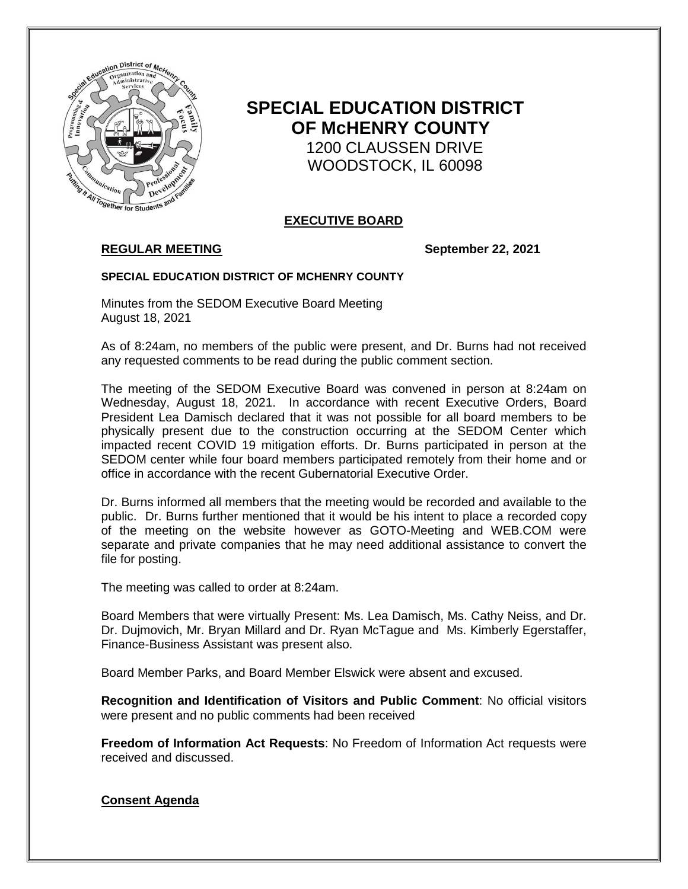# SPECIAL EDUCATION DISTRICT OF McHENRY COUNTY

1200 CLAUSSEN DRIVE
WOODSTOCK, IL 60098

## EXECUTIVE BOARD

**REGULAR MEETING** **September 22, 2021**

**SPECIAL EDUCATION DISTRICT OF MCHENRY COUNTY**

Minutes from the SEDOM Executive Board Meeting
August 18, 2021

As of 8:24am, no members of the public were present, and Dr. Burns had not received any requested comments to be read during the public comment section.

The meeting of the SEDOM Executive Board was convened in person at 8:24am on Wednesday, August 18, 2021. In accordance with recent Executive Orders, Board President Lea Damisch declared that it was not possible for all board members to be physically present due to the construction occurring at the SEDOM Center which impacted recent COVID 19 mitigation efforts. Dr. Burns participated in person at the SEDOM center while four board members participated remotely from their home and or office in accordance with the recent Gubernatorial Executive Order.

Dr. Burns informed all members that the meeting would be recorded and available to the public. Dr. Burns further mentioned that it would be his intent to place a recorded copy of the meeting on the website however as GOTO-Meeting and WEB.COM were separate and private companies that he may need additional assistance to convert the file for posting.

The meeting was called to order at 8:24am.

Board Members that were virtually Present: Ms. Lea Damisch, Ms. Cathy Neiss, and Dr. Dr. Dujmovich, Mr. Bryan Millard and Dr. Ryan McTague and Ms. Kimberly Egerstaffer, Finance-Business Assistant was present also.

Board Member Parks, and Board Member Elswick were absent and excused.

**Recognition and Identification of Visitors and Public Comment**: No official visitors were present and no public comments had been received

**Freedom of Information Act Requests**: No Freedom of Information Act requests were received and discussed.

**Consent Agenda**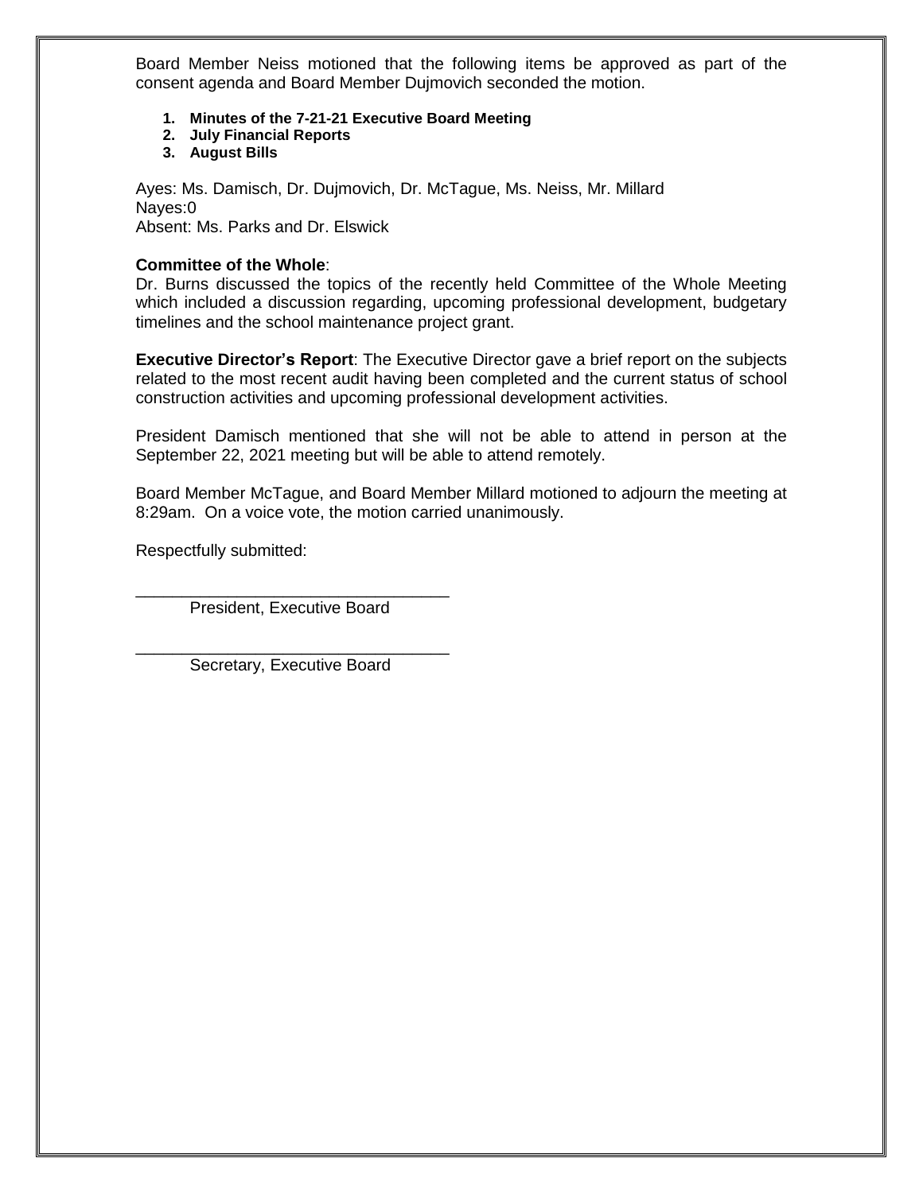Board Member Neiss motioned that the following items be approved as part of the consent agenda and Board Member Dujmovich seconded the motion.

1. **Minutes of the 7-21-21 Executive Board Meeting**
2. **July Financial Reports**
3. **August Bills**

Ayes: Ms. Damisch, Dr. Dujmovich, Dr. McTague, Ms. Neiss, Mr. Millard
Nayes:0
Absent: Ms. Parks and Dr. Elswick

**Committee of the Whole**:
Dr. Burns discussed the topics of the recently held Committee of the Whole Meeting which included a discussion regarding, upcoming professional development, budgetary timelines and the school maintenance project grant.

**Executive Director's Report**: The Executive Director gave a brief report on the subjects related to the most recent audit having been completed and the current status of school construction activities and upcoming professional development activities.

President Damisch mentioned that she will not be able to attend in person at the September 22, 2021 meeting but will be able to attend remotely.

Board Member McTague, and Board Member Millard motioned to adjourn the meeting at 8:29am. On a voice vote, the motion carried unanimously.

Respectfully submitted:

\_\_\_\_\_\_\_\_\_\_\_\_\_\_\_\_\_\_\_\_\_\_\_\_\_\_\_\_\_\_\_\_\_\_
President, Executive Board

\_\_\_\_\_\_\_\_\_\_\_\_\_\_\_\_\_\_\_\_\_\_\_\_\_\_\_\_\_\_\_\_\_\_
Secretary, Executive Board